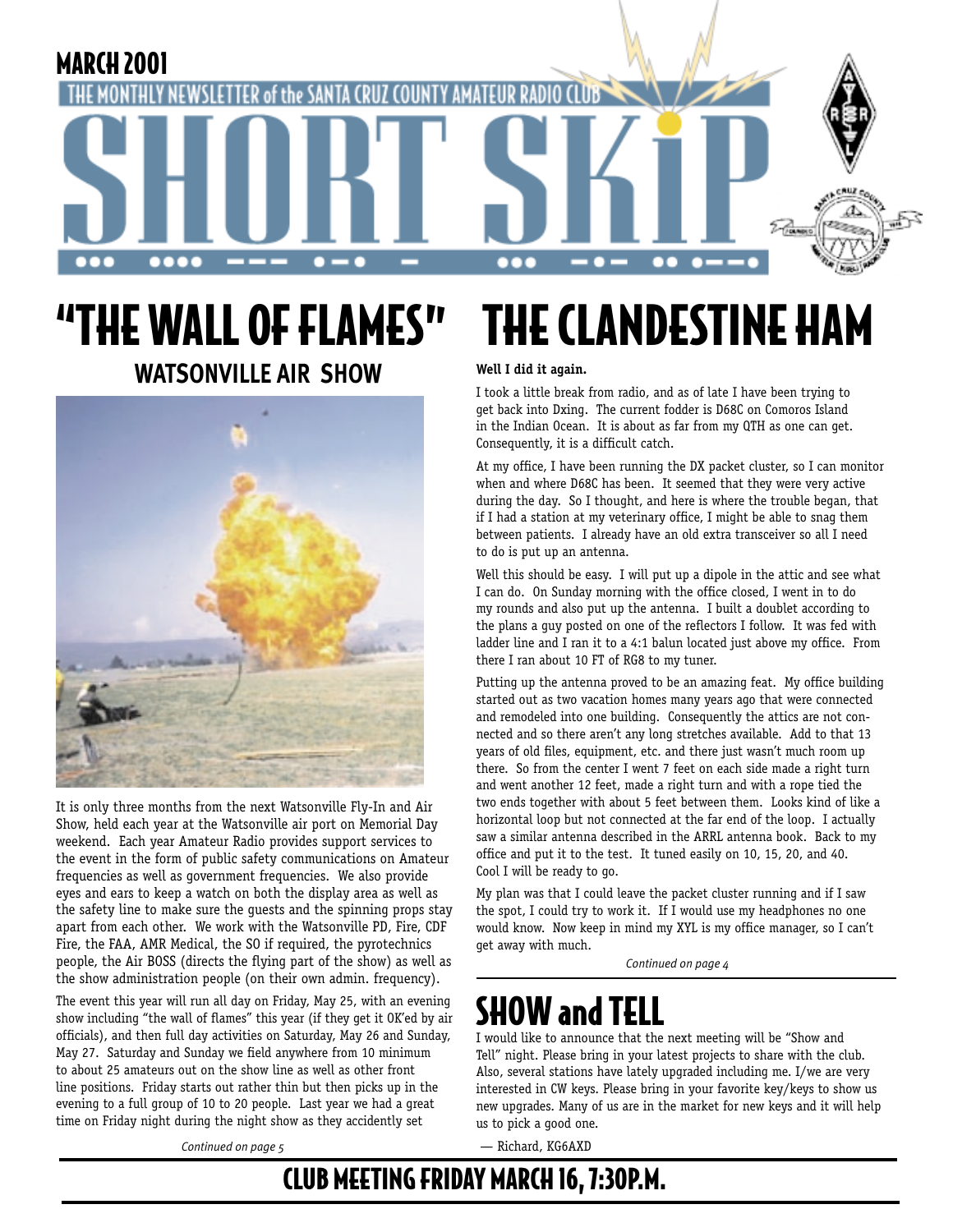MARCH 2001

THE MONTHLY NEWSLETTER of the SANTA CRUZ COUNTY AMATEUR RADIO CLUB

# SHORT SKiP

# "THE WALL OF FLAMES"

## WATSONVILLE AIR SHOW

It is only three months from the next Watsonville Fly-In and Air Show, held each year at the Watsonville air port on Memorial Day weekend. Each year Amateur Radio provides support services to the event in the form of public safety communications on Amateur frequencies as well as government frequencies. We also provide eyes and ears to keep a watch on both the display area as well as the safety line to make sure the guests and the spinning props stay apart from each other. We work with the Watsonville PD, Fire, CDF Fire, the FAA, AMR Medical, the SO if required, the pyrotechnics people, the Air BOSS (directs the flying part of the show) as well as the show administration people (on their own admin. frequency).

The event this year will run all day on Friday, May 25, with an evening show including "the wall of flames" this year (if they get it OK'ed by air officials), and then full day activities on Saturday, May 26 and Sunday, May 27. Saturday and Sunday we field anywhere from 10 minimum to about 25 amateurs out on the show line as well as other front line positions. Friday starts out rather thin but then picks up in the evening to a full group of 10 to 20 people. Last year we had a great time on Friday night during the night show as they accidently set

*Continued on page 5*

# THE CLANDESTINE HAM

**Well I did it again.**

I took a little break from radio, and as of late I have been trying to get back into Dxing. The current fodder is D68C on Comoros Island in the Indian Ocean. It is about as far from my QTH as one can get. Consequently, it is a difficult catch.

At my office, I have been running the DX packet cluster, so I can monitor when and where D68C has been. It seemed that they were very active during the day. So I thought, and here is where the trouble began, that if I had a station at my veterinary office, I might be able to snag them between patients. I already have an old extra transceiver so all I need to do is put up an antenna.

Well this should be easy. I will put up a dipole in the attic and see what I can do. On Sunday morning with the office closed, I went in to do my rounds and also put up the antenna. I built a doublet according to the plans a guy posted on one of the reflectors I follow. It was fed with ladder line and I ran it to a 4:1 balun located just above my office. From there I ran about 10 FT of RG8 to my tuner.

Putting up the antenna proved to be an amazing feat. My office building started out as two vacation homes many years ago that were connected and remodeled into one building. Consequently the attics are not connected and so there aren't any long stretches available. Add to that 13 years of old files, equipment, etc. and there just wasn't much room up there. So from the center I went 7 feet on each side made a right turn and went another 12 feet, made a right turn and with a rope tied the two ends together with about 5 feet between them. Looks kind of like a horizontal loop but not connected at the far end of the loop. I actually saw a similar antenna described in the ARRL antenna book. Back to my office and put it to the test. It tuned easily on 10, 15, 20, and 40. Cool I will be ready to go.

My plan was that I could leave the packet cluster running and if I saw the spot, I could try to work it. If I would use my headphones no one would know. Now keep in mind my XYL is my office manager, so I can't get away with much.

*Continued on page 4*

# SHOW and TELL

I would like to announce that the next meeting will be "Show and Tell" night. Please bring in your latest projects to share with the club. Also, several stations have lately upgraded including me. I/we are very interested in CW keys. Please bring in your favorite key/keys to show us new upgrades. Many of us are in the market for new keys and it will help us to pick a good one.

— Richard, KG6AXD

## CLUB MEETING FRIDAY MARCH 16, 7:30P.M.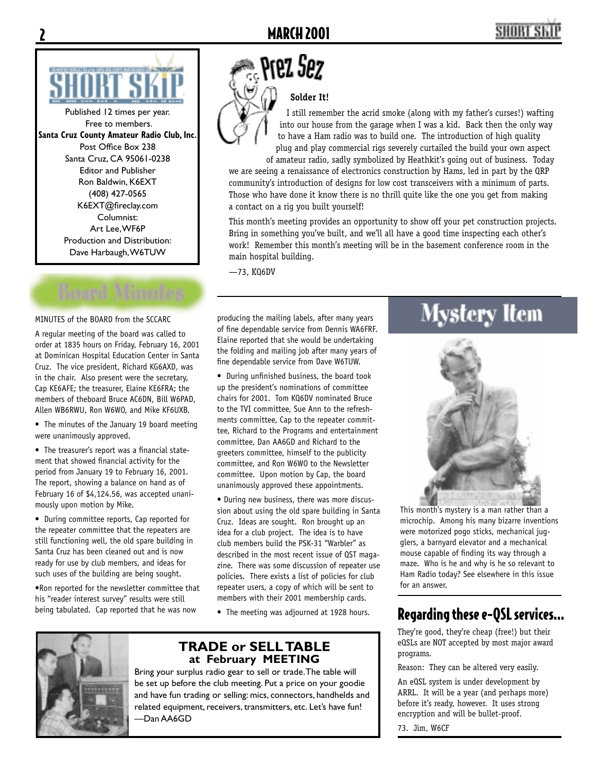## SHORT SKIP

Published 12 times per year.
Free to members.
**Santa Cruz County Amateur Radio Club, Inc.**
Post Office Box 238
Santa Cruz, CA 95061-0238
Editor and Publisher
Ron Baldwin, K6EXT
(408) 427-0565
K6EXT@fireclay.com
Columnist:
Art Lee, WF6P
Production and Distribution:
Dave Harbaugh, W6TUW

## Prez Sez

**Solder It!**

I still remember the acrid smoke (along with my father's curses!) wafting into our house from the garage when I was a kid. Back then the only way to have a Ham radio was to build one. The introduction of high quality plug and play commercial rigs severely curtailed the build your own aspect of amateur radio, sadly symbolized by Heathkit's going out of business. Today we are seeing a renaissance of electronics construction by Hams, led in part by the QRP community's introduction of designs for low cost transceivers with a minimum of parts. Those who have done it know there is no thrill quite like the one you get from making a contact on a rig you built yourself!

This month's meeting provides an opportunity to show off your pet construction projects. Bring in something you've built, and we'll all have a good time inspecting each other's work! Remember this month's meeting will be in the basement conference room in the main hospital building.

—73, KQ6DV

## Board Minutes

MINUTES of the BOARD from the SCCARC

A regular meeting of the board was called to order at 1835 hours on Friday, February 16, 2001 at Dominican Hospital Education Center in Santa Cruz. The vice president, Richard KG6AXD, was in the chair. Also present were the secretary, Cap KE6AFE; the treasurer, Elaine KE6FRA; the members of theboard Bruce AC6DN, Bill W6PAD, Allen WB6RWU, Ron W6WO, and Mike KF6UXB.

- The minutes of the January 19 board meeting were unanimously approved.
- The treasurer's report was a financial statement that showed financial activity for the period from January 19 to February 16, 2001. The report, showing a balance on hand as of February 16 of $4,124.56, was accepted unanimously upon motion by Mike.
- During committee reports, Cap reported for the repeater committee that the repeaters are still functioning well, the old spare building in Santa Cruz has been cleaned out and is now ready for use by club members, and ideas for such uses of the building are being sought.
- Ron reported for the newsletter committee that his "reader interest survey" results were still being tabulated. Cap reported that he was now producing the mailing labels, after many years of fine dependable service from Dennis WA6FRF. Elaine reported that she would be undertaking the folding and mailing job after many years of fine dependable service from Dave W6TUW.
- During unfinished business, the board took up the president's nominations of committee chairs for 2001. Tom KQ6DV nominated Bruce to the TVI committee, Sue Ann to the refreshments committee, Cap to the repeater committee, Richard to the Programs and entertainment committee, Dan AA6GD and Richard to the greeters committee, himself to the publicity committee, and Ron W6WO to the Newsletter committee. Upon motion by Cap, the board unanimously approved these appointments.
- During new business, there was more discussion about using the old spare building in Santa Cruz. Ideas are sought. Ron brought up an idea for a club project. The idea is to have club members build the PSK-31 "Warbler" as described in the most recent issue of QST magazine. There was some discussion of repeater use policies. There exists a list of policies for club repeater users, a copy of which will be sent to members with their 2001 membership cards.
- The meeting was adjourned at 1928 hours.

## Mystery Item

This month's mystery is a man rather than a microchip. Among his many bizarre inventions were motorized pogo sticks, mechanical jugglers, a barnyard elevator and a mechanical mouse capable of finding its way through a maze. Who is he and why is he so relevant to Ham Radio today? See elsewhere in this issue for an answer.

## Regarding these e-QSL services...

They're good, they're cheap (free!) but their eQSLs are NOT accepted by most major award programs.

Reason: They can be altered very easily.

An eQSL system is under development by ARRL. It will be a year (and perhaps more) before it's ready, however. It uses strong encryption and will be bullet-proof.

73. Jim, W6CF

## TRADE or SELL TABLE at February MEETING

Bring your surplus radio gear to sell or trade. The table will be set up before the club meeting. Put a price on your goodie and have fun trading or selling: mics, connectors, handhelds and related equipment, receivers, transmitters, etc. Let's have fun!
—Dan AA6GD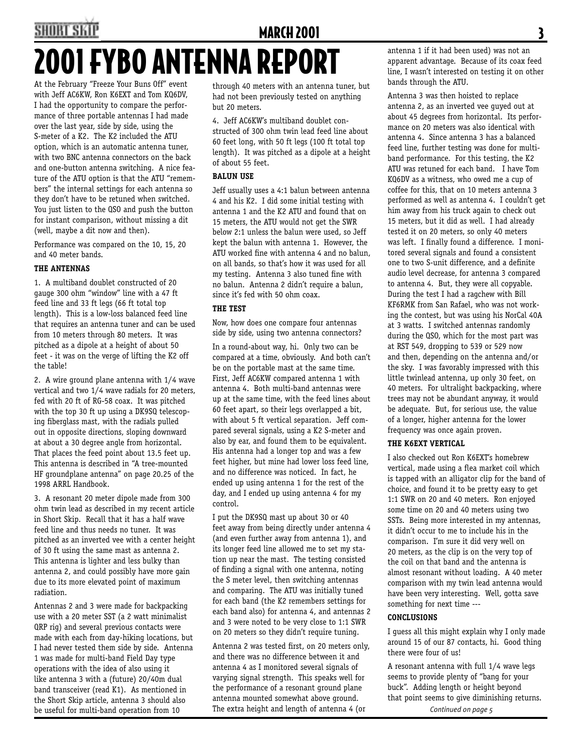# 2001 FYBO ANTENNA REPORT

At the February "Freeze Your Buns Off" event with Jeff AC6KW, Ron K6EXT and Tom KQ6DV, I had the opportunity to compare the performance of three portable antennas I had made over the last year, side by side, using the S-meter of a K2. The K2 included the ATU option, which is an automatic antenna tuner, with two BNC antenna connectors on the back and one-button antenna switching. A nice feature of the ATU option is that the ATU "remembers" the internal settings for each antenna so they don't have to be retuned when switched. You just listen to the QSO and push the button for instant comparison, without missing a dit (well, maybe a dit now and then).

Performance was compared on the 10, 15, 20 and 40 meter bands.

### THE ANTENNAS

1. A multiband doublet constructed of 20 gauge 300 ohm "window" line with a 47 ft feed line and 33 ft legs (66 ft total top length). This is a low-loss balanced feed line that requires an antenna tuner and can be used from 10 meters through 80 meters. It was pitched as a dipole at a height of about 50 feet - it was on the verge of lifting the K2 off the table!

2. A wire ground plane antenna with 1/4 wave vertical and two 1/4 wave radials for 20 meters, fed with 20 ft of RG-58 coax. It was pitched with the top 30 ft up using a DK9SQ telescoping fiberglass mast, with the radials pulled out in opposite directions, sloping downward at about a 30 degree angle from horizontal. That places the feed point about 13.5 feet up. This antenna is described in "A tree-mounted HF groundplane antenna" on page 20.25 of the 1998 ARRL Handbook.

3. A resonant 20 meter dipole made from 300 ohm twin lead as described in my recent article in Short Skip. Recall that it has a half wave feed line and thus needs no tuner. It was pitched as an inverted vee with a center height of 30 ft using the same mast as antenna 2. This antenna is lighter and less bulky than antenna 2, and could possibly have more gain due to its more elevated point of maximum radiation.

Antennas 2 and 3 were made for backpacking use with a 20 meter SST (a 2 watt minimalist QRP rig) and several previous contacts were made with each from day-hiking locations, but I had never tested them side by side. Antenna 1 was made for multi-band Field Day type operations with the idea of also using it like antenna 3 with a (future) 20/40m dual band transceiver (read K1). As mentioned in the Short Skip article, antenna 3 should also be useful for multi-band operation from 10 through 40 meters with an antenna tuner, but had not been previously tested on anything but 20 meters.

4. Jeff AC6KW's multiband doublet constructed of 300 ohm twin lead feed line about 60 feet long, with 50 ft legs (100 ft total top length). It was pitched as a dipole at a height of about 55 feet.

### BALUN USE

Jeff usually uses a 4:1 balun between antenna 4 and his K2. I did some initial testing with antenna 1 and the K2 ATU and found that on 15 meters, the ATU would not get the SWR below 2:1 unless the balun were used, so Jeff kept the balun with antenna 1. However, the ATU worked fine with antenna 4 and no balun, on all bands, so that's how it was used for all my testing. Antenna 3 also tuned fine with no balun. Antenna 2 didn't require a balun, since it's fed with 50 ohm coax.

### THE TEST

Now, how does one compare four antennas side by side, using two antenna connectors?

In a round-about way, hi. Only two can be compared at a time, obviously. And both can't be on the portable mast at the same time. First, Jeff AC6KW compared antenna 1 with antenna 4. Both multi-band antennas were up at the same time, with the feed lines about 60 feet apart, so their legs overlapped a bit, with about 5 ft vertical separation. Jeff compared several signals, using a K2 S-meter and also by ear, and found them to be equivalent. His antenna had a longer top and was a few feet higher, but mine had lower loss feed line, and no difference was noticed. In fact, he ended up using antenna 1 for the rest of the day, and I ended up using antenna 4 for my control.

I put the DK9SQ mast up about 30 or 40 feet away from being directly under antenna 4 (and even further away from antenna 1), and its longer feed line allowed me to set my station up near the mast. The testing consisted of finding a signal with one antenna, noting the S meter level, then switching antennas and comparing. The ATU was initially tuned for each band (the K2 remembers settings for each band also) for antenna 4, and antennas 2 and 3 were noted to be very close to 1:1 SWR on 20 meters so they didn't require tuning.

Antenna 2 was tested first, on 20 meters only, and there was no difference between it and antenna 4 as I monitored several signals of varying signal strength. This speaks well for the performance of a resonant ground plane antenna mounted somewhat above ground. The extra height and length of antenna 4 (or antenna 1 if it had been used) was not an apparent advantage. Because of its coax feed line, I wasn't interested on testing it on other bands through the ATU.

Antenna 3 was then hoisted to replace antenna 2, as an inverted vee guyed out at about 45 degrees from horizontal. Its performance on 20 meters was also identical with antenna 4. Since antenna 3 has a balanced feed line, further testing was done for multiband performance. For this testing, the K2 ATU was retuned for each band. I have Tom KQ6DV as a witness, who owed me a cup of coffee for this, that on 10 meters antenna 3 performed as well as antenna 4. I couldn't get him away from his truck again to check out 15 meters, but it did as well. I had already tested it on 20 meters, so only 40 meters was left. I finally found a difference. I monitored several signals and found a consistent one to two S-unit difference, and a definite audio level decrease, for antenna 3 compared to antenna 4. But, they were all copyable. During the test I had a ragchew with Bill KF6RMK from San Rafael, who was not working the contest, but was using his NorCal 40A at 3 watts. I switched antennas randomly during the QSO, which for the most part was at RST 549, dropping to 539 or 529 now and then, depending on the antenna and/or the sky. I was favorably impressed with this little twinlead antenna, up only 30 feet, on 40 meters. For ultralight backpacking, where trees may not be abundant anyway, it would be adequate. But, for serious use, the value of a longer, higher antenna for the lower frequency was once again proven.

### THE K6EXT VERTICAL

I also checked out Ron K6EXT's homebrew vertical, made using a flea market coil which is tapped with an alligator clip for the band of choice, and found it to be pretty easy to get 1:1 SWR on 20 and 40 meters. Ron enjoyed some time on 20 and 40 meters using two SSTs. Being more interested in my antennas, it didn't occur to me to include his in the comparison. I'm sure it did very well on 20 meters, as the clip is on the very top of the coil on that band and the antenna is almost resonant without loading. A 40 meter comparison with my twin lead antenna would have been very interesting. Well, gotta save something for next time ---

### CONCLUSIONS

I guess all this might explain why I only made around 15 of our 87 contacts, hi. Good thing there were four of us!

A resonant antenna with full 1/4 wave legs seems to provide plenty of "bang for your buck". Adding length or height beyond that point seems to give diminishing returns.

*Continued on page 5*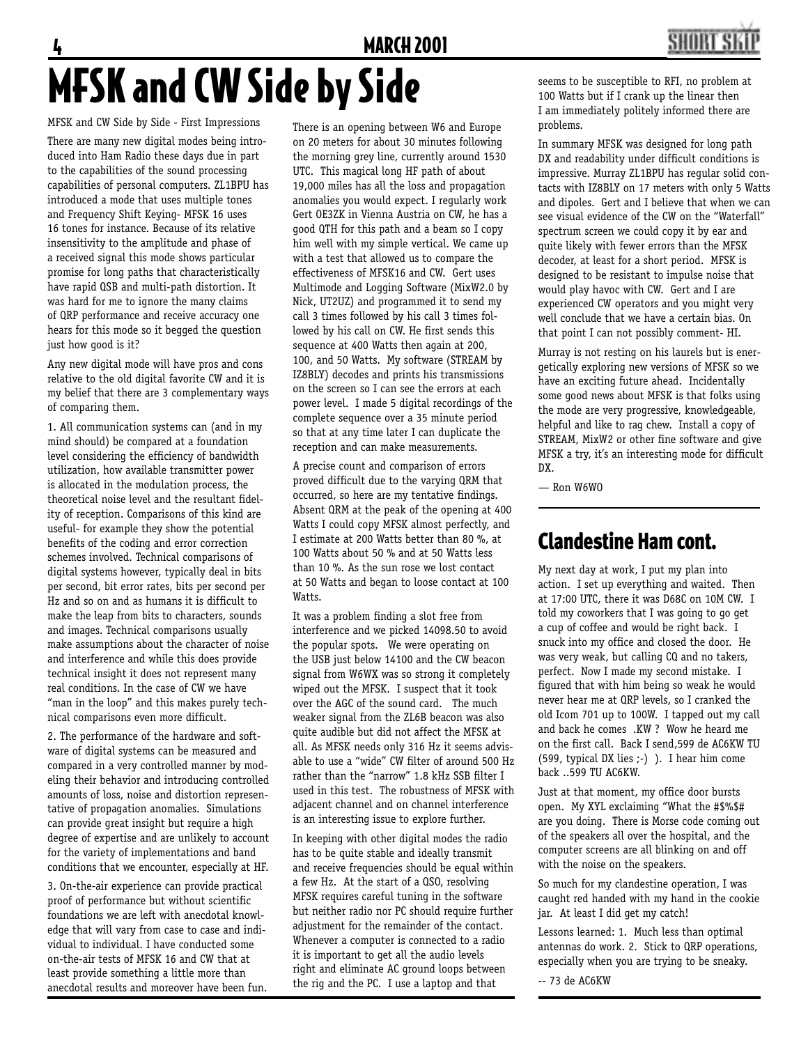# MFSK and CW Side by Side

MFSK and CW Side by Side - First Impressions

There are many new digital modes being introduced into Ham Radio these days due in part to the capabilities of the sound processing capabilities of personal computers. ZL1BPU has introduced a mode that uses multiple tones and Frequency Shift Keying- MFSK 16 uses 16 tones for instance. Because of its relative insensitivity to the amplitude and phase of a received signal this mode shows particular promise for long paths that characteristically have rapid QSB and multi-path distortion. It was hard for me to ignore the many claims of QRP performance and receive accuracy one hears for this mode so it begged the question just how good is it?

Any new digital mode will have pros and cons relative to the old digital favorite CW and it is my belief that there are 3 complementary ways of comparing them.

1. All communication systems can (and in my mind should) be compared at a foundation level considering the efficiency of bandwidth utilization, how available transmitter power is allocated in the modulation process, the theoretical noise level and the resultant fidelity of reception. Comparisons of this kind are useful- for example they show the potential benefits of the coding and error correction schemes involved. Technical comparisons of digital systems however, typically deal in bits per second, bit error rates, bits per second per Hz and so on and as humans it is difficult to make the leap from bits to characters, sounds and images. Technical comparisons usually make assumptions about the character of noise and interference and while this does provide technical insight it does not represent many real conditions. In the case of CW we have "man in the loop" and this makes purely technical comparisons even more difficult.

2. The performance of the hardware and software of digital systems can be measured and compared in a very controlled manner by modeling their behavior and introducing controlled amounts of loss, noise and distortion representative of propagation anomalies. Simulations can provide great insight but require a high degree of expertise and are unlikely to account for the variety of implementations and band conditions that we encounter, especially at HF.

3. On-the-air experience can provide practical proof of performance but without scientific foundations we are left with anecdotal knowledge that will vary from case to case and individual to individual. I have conducted some on-the-air tests of MFSK 16 and CW that at least provide something a little more than anecdotal results and moreover have been fun.

There is an opening between W6 and Europe on 20 meters for about 30 minutes following the morning grey line, currently around 1530 UTC. This magical long HF path of about 19,000 miles has all the loss and propagation anomalies you would expect. I regularly work Gert OE3ZK in Vienna Austria on CW, he has a good QTH for this path and a beam so I copy him well with my simple vertical. We came up with a test that allowed us to compare the effectiveness of MFSK16 and CW. Gert uses Multimode and Logging Software (MixW2.0 by Nick, UT2UZ) and programmed it to send my call 3 times followed by his call 3 times followed by his call on CW. He first sends this sequence at 400 Watts then again at 200, 100, and 50 Watts. My software (STREAM by IZ8BLY) decodes and prints his transmissions on the screen so I can see the errors at each power level. I made 5 digital recordings of the complete sequence over a 35 minute period so that at any time later I can duplicate the reception and can make measurements.

A precise count and comparison of errors proved difficult due to the varying QRM that occurred, so here are my tentative findings. Absent QRM at the peak of the opening at 400 Watts I could copy MFSK almost perfectly, and I estimate at 200 Watts better than 80 %, at 100 Watts about 50 % and at 50 Watts less than 10 %. As the sun rose we lost contact at 50 Watts and began to loose contact at 100 Watts.

It was a problem finding a slot free from interference and we picked 14098.50 to avoid the popular spots. We were operating on the USB just below 14100 and the CW beacon signal from W6WX was so strong it completely wiped out the MFSK. I suspect that it took over the AGC of the sound card. The much weaker signal from the ZL6B beacon was also quite audible but did not affect the MFSK at all. As MFSK needs only 316 Hz it seems advisable to use a "wide" CW filter of around 500 Hz rather than the "narrow" 1.8 kHz SSB filter I used in this test. The robustness of MFSK with adjacent channel and on channel interference is an interesting issue to explore further.

In keeping with other digital modes the radio has to be quite stable and ideally transmit and receive frequencies should be equal within a few Hz. At the start of a QSO, resolving MFSK requires careful tuning in the software but neither radio nor PC should require further adjustment for the remainder of the contact. Whenever a computer is connected to a radio it is important to get all the audio levels right and eliminate AC ground loops between the rig and the PC. I use a laptop and that seems to be susceptible to RFI, no problem at 100 Watts but if I crank up the linear then I am immediately politely informed there are problems.

In summary MFSK was designed for long path DX and readability under difficult conditions is impressive. Murray ZL1BPU has regular solid contacts with IZ8BLY on 17 meters with only 5 Watts and dipoles. Gert and I believe that when we can see visual evidence of the CW on the "Waterfall" spectrum screen we could copy it by ear and quite likely with fewer errors than the MFSK decoder, at least for a short period. MFSK is designed to be resistant to impulse noise that would play havoc with CW. Gert and I are experienced CW operators and you might very well conclude that we have a certain bias. On that point I can not possibly comment- HI.

Murray is not resting on his laurels but is energetically exploring new versions of MFSK so we have an exciting future ahead. Incidentally some good news about MFSK is that folks using the mode are very progressive, knowledgeable, helpful and like to rag chew. Install a copy of STREAM, MixW2 or other fine software and give MFSK a try, it's an interesting mode for difficult DX.

— Ron W6WO

## Clandestine Ham cont.

My next day at work, I put my plan into action. I set up everything and waited. Then at 17:00 UTC, there it was D68C on 10M CW. I told my coworkers that I was going to go get a cup of coffee and would be right back. I snuck into my office and closed the door. He was very weak, but calling CQ and no takers, perfect. Now I made my second mistake. I figured that with him being so weak he would never hear me at QRP levels, so I cranked the old Icom 701 up to 100W. I tapped out my call and back he comes .KW ? Wow he heard me on the first call. Back I send,599 de AC6KW TU (599, typical DX lies ;-) ). I hear him come back ..599 TU AC6KW.

Just at that moment, my office door bursts open. My XYL exclaiming "What the #$%$# are you doing. There is Morse code coming out of the speakers all over the hospital, and the computer screens are all blinking on and off with the noise on the speakers.

So much for my clandestine operation, I was caught red handed with my hand in the cookie jar. At least I did get my catch!

Lessons learned: 1. Much less than optimal antennas do work. 2. Stick to QRP operations, especially when you are trying to be sneaky.

-- 73 de AC6KW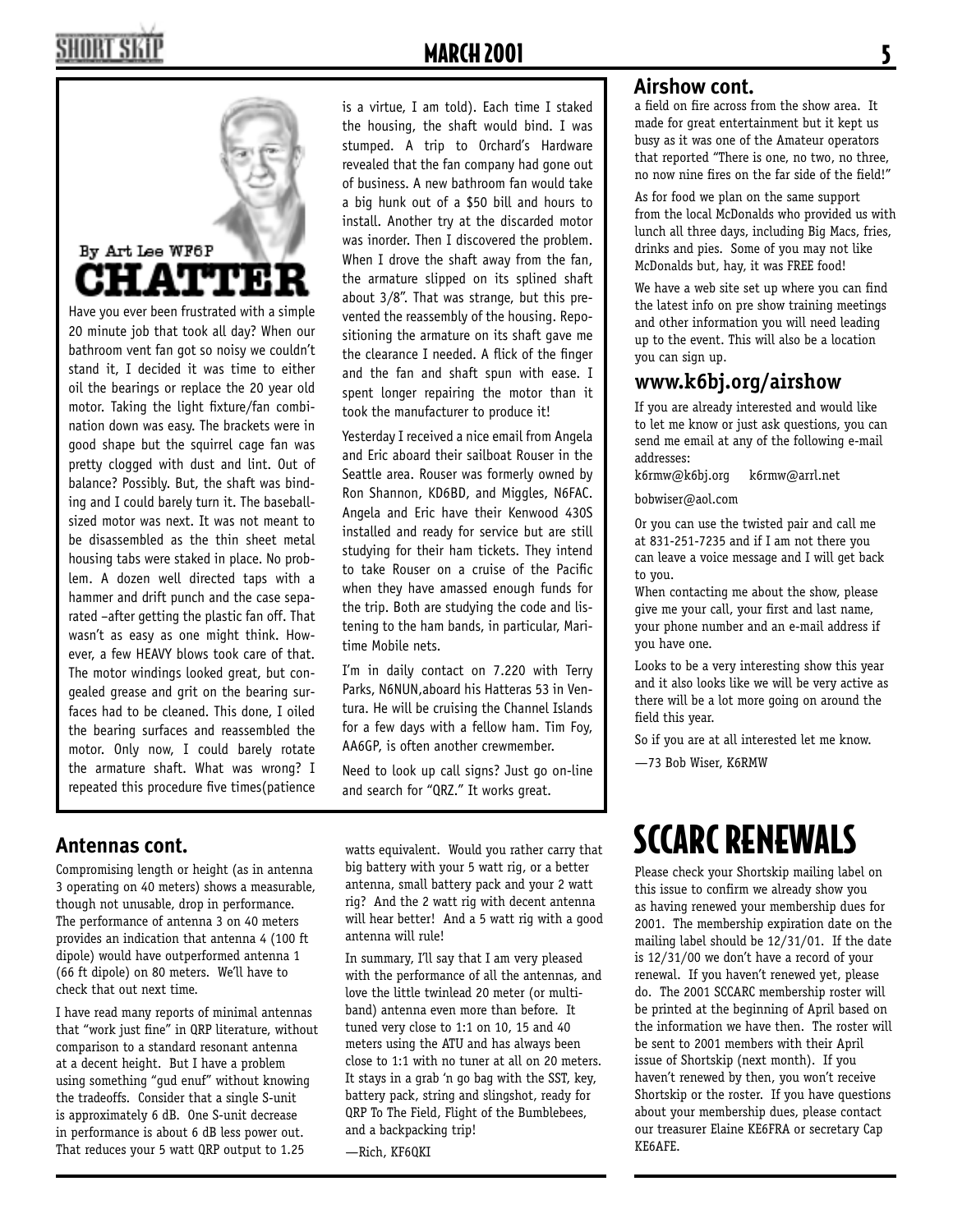## CHATTER

By Art Lee WF6P

Have you ever been frustrated with a simple 20 minute job that took all day? When our bathroom vent fan got so noisy we couldn't stand it, I decided it was time to either oil the bearings or replace the 20 year old motor. Taking the light fixture/fan combination down was easy. The brackets were in good shape but the squirrel cage fan was pretty clogged with dust and lint. Out of balance? Possibly. But, the shaft was binding and I could barely turn it. The baseball-sized motor was next. It was not meant to be disassembled as the thin sheet metal housing tabs were staked in place. No problem. A dozen well directed taps with a hammer and drift punch and the case separated –after getting the plastic fan off. That wasn't as easy as one might think. However, a few HEAVY blows took care of that. The motor windings looked great, but congealed grease and grit on the bearing surfaces had to be cleaned. This done, I oiled the bearing surfaces and reassembled the motor. Only now, I could barely rotate the armature shaft. What was wrong? I repeated this procedure five times(patience is a virtue, I am told). Each time I staked the housing, the shaft would bind. I was stumped. A trip to Orchard's Hardware revealed that the fan company had gone out of business. A new bathroom fan would take a big hunk out of a $50 bill and hours to install. Another try at the discarded motor was inorder. Then I discovered the problem. When I drove the shaft away from the fan, the armature slipped on its splined shaft about 3/8". That was strange, but this prevented the reassembly of the housing. Repositioning the armature on its shaft gave me the clearance I needed. A flick of the finger and the fan and shaft spun with ease. I spent longer repairing the motor than it took the manufacturer to produce it!

Yesterday I received a nice email from Angela and Eric aboard their sailboat Rouser in the Seattle area. Rouser was formerly owned by Ron Shannon, KD6BD, and Miggles, N6FAC. Angela and Eric have their Kenwood 430S installed and ready for service but are still studying for their ham tickets. They intend to take Rouser on a cruise of the Pacific when they have amassed enough funds for the trip. Both are studying the code and listening to the ham bands, in particular, Maritime Mobile nets.

I'm in daily contact on 7.220 with Terry Parks, N6NUN,aboard his Hatteras 53 in Ventura. He will be cruising the Channel Islands for a few days with a fellow ham. Tim Foy, AA6GP, is often another crewmember.

Need to look up call signs? Just go on-line and search for "QRZ." It works great.

## Airshow cont.

a field on fire across from the show area. It made for great entertainment but it kept us busy as it was one of the Amateur operators that reported "There is one, no two, no three, no now nine fires on the far side of the field!"

As for food we plan on the same support from the local McDonalds who provided us with lunch all three days, including Big Macs, fries, drinks and pies. Some of you may not like McDonalds but, hay, it was FREE food!

We have a web site set up where you can find the latest info on pre show training meetings and other information you will need leading up to the event. This will also be a location you can sign up.

### www.k6bj.org/airshow

If you are already interested and would like to let me know or just ask questions, you can send me email at any of the following e-mail addresses:

k6rmw@k6bj.org k6rmw@arrl.net

bobwiser@aol.com

Or you can use the twisted pair and call me at 831-251-7235 and if I am not there you can leave a voice message and I will get back to you.

When contacting me about the show, please give me your call, your first and last name, your phone number and an e-mail address if you have one.

Looks to be a very interesting show this year and it also looks like we will be very active as there will be a lot more going on around the field this year.

So if you are at all interested let me know.

—73 Bob Wiser, K6RMW

## Antennas cont.

Compromising length or height (as in antenna 3 operating on 40 meters) shows a measurable, though not unusable, drop in performance. The performance of antenna 3 on 40 meters provides an indication that antenna 4 (100 ft dipole) would have outperformed antenna 1 (66 ft dipole) on 80 meters. We'll have to check that out next time.

I have read many reports of minimal antennas that "work just fine" in QRP literature, without comparison to a standard resonant antenna at a decent height. But I have a problem using something "gud enuf" without knowing the tradeoffs. Consider that a single S-unit is approximately 6 dB. One S-unit decrease in performance is about 6 dB less power out. That reduces your 5 watt QRP output to 1.25 watts equivalent. Would you rather carry that big battery with your 5 watt rig, or a better antenna, small battery pack and your 2 watt rig? And the 2 watt rig with decent antenna will hear better! And a 5 watt rig with a good antenna will rule!

In summary, I'll say that I am very pleased with the performance of all the antennas, and love the little twinlead 20 meter (or multiband) antenna even more than before. It tuned very close to 1:1 on 10, 15 and 40 meters using the ATU and has always been close to 1:1 with no tuner at all on 20 meters. It stays in a grab 'n go bag with the SST, key, battery pack, string and slingshot, ready for QRP To The Field, Flight of the Bumblebees, and a backpacking trip!

—Rich, KF6QKI

## SCCARC RENEWALS

Please check your Shortskip mailing label on this issue to confirm we already show you as having renewed your membership dues for 2001. The membership expiration date on the mailing label should be 12/31/01. If the date is 12/31/00 we don't have a record of your renewal. If you haven't renewed yet, please do. The 2001 SCCARC membership roster will be printed at the beginning of April based on the information we have then. The roster will be sent to 2001 members with their April issue of Shortskip (next month). If you haven't renewed by then, you won't receive Shortskip or the roster. If you have questions about your membership dues, please contact our treasurer Elaine KE6FRA or secretary Cap KE6AFE.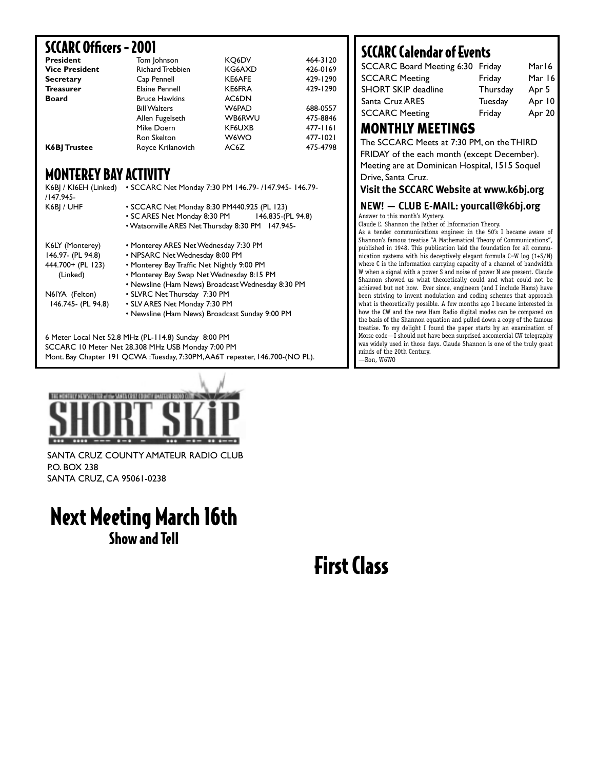## SCCARC Officers - 2001

| | | | |
|---|---|---|---|
| **President** | Tom Johnson | KQ6DV | 464-3120 |
| **Vice President** | Richard Trebbien | KG6AXD | 426-0169 |
| **Secretary** | Cap Pennell | KE6AFE | 429-1290 |
| **Treasurer** | Elaine Pennell | KE6FRA | 429-1290 |
| **Board** | Bruce Hawkins | AC6DN | |
| | Bill Walters | W6PAD | 688-0557 |
| | Allen Fugelseth | WB6RWU | 475-8846 |
| | Mike Doern | KF6UXB | 477-1161 |
| | Ron Skelton | W6WO | 477-1021 |
| **K6BJ Trustee** | Royce Krilanovich | AC6Z | 475-4798 |

## MONTEREY BAY ACTIVITY

K6BJ / KI6EH (Linked) /147.945-
- SCCARC Net Monday 7:30 PM 146.79- /147.945- 146.79-

K6BJ / UHF
- SCCARC Net Monday 8:30 PM440.925 (PL 123)
- SC ARES Net Monday 8:30 PM 146.835-(PL 94.8)
- Watsonville ARES Net Thursday 8:30 PM 147.945-

K6LY (Monterey) 146.97- (PL 94.8) 444.700+ (PL 123) (Linked)
- Monterey ARES Net Wednesday 7:30 PM
- NPSARC Net Wednesday 8:00 PM
- Monterey Bay Traffic Net Nightly 9:00 PM
- Monterey Bay Swap Net Wednesday 8:15 PM
- Newsline (Ham News) Broadcast Wednesday 8:30 PM

N6IYA (Felton) 146.745- (PL 94.8)
- SLVRC Net Thursday 7:30 PM
- SLV ARES Net Monday 7:30 PM
- Newsline (Ham News) Broadcast Sunday 9:00 PM

6 Meter Local Net 52.8 MHz (PL-114.8) Sunday 8:00 PM
SCCARC 10 Meter Net 28.308 MHz USB Monday 7:00 PM
Mont. Bay Chapter 191 QCWA :Tuesday, 7:30PM, AA6T repeater, 146.700-(NO PL).

## SCCARC Calendar of Events

| | | |
|---|---|---|
| SCCARC Board Meeting 6:30 | Friday | Mar16 |
| SCCARC Meeting | Friday | Mar 16 |
| SHORT SKIP deadline | Thursday | Apr 5 |
| Santa Cruz ARES | Tuesday | Apr 10 |
| SCCARC Meeting | Friday | Apr 20 |

## MONTHLY MEETINGS

The SCCARC Meets at 7:30 PM, on the THIRD FRIDAY of the each month (except December). Meeting are at Dominican Hospital, 1515 Soquel Drive, Santa Cruz.

**Visit the SCCARC Website at www.k6bj.org**

**NEW! — CLUB E-MAIL: yourcall@k6bj.org**

Answer to this month's Mystery.
Claude E. Shannon the Father of Information Theory.
As a tender communications engineer in the 50's I became aware of Shannon's famous treatise "A Mathematical Theory of Communications", published in 1948. This publication laid the foundation for all communication systems with his deceptively elegant formula $C=W \log(1+S/N)$ where C is the information carrying capacity of a channel of bandwidth W when a signal with a power S and noise of power N are present. Claude Shannon showed us what theoretically could and what could not be achieved but not how. Ever since, engineers (and I include Hams) have been striving to invent modulation and coding schemes that approach what is theoretically possible. A few months ago I became interested in how the CW and the new Ham Radio digital modes can be compared on the basis of the Shannon equation and pulled down a copy of the famous treatise. To my delight I found the paper starts by an examination of Morse code—I should not have been surprised ascomercial CW telegraphy was widely used in those days. Claude Shannon is one of the truly great minds of the 20th Century.
—Ron, W6WO

THE MONTHLY NEWSLETTER of the SANTA CRUZ COUNTY AMATEUR RADIO CLUB

# SHORT SKiP

SANTA CRUZ COUNTY AMATEUR RADIO CLUB
P.O. BOX 238
SANTA CRUZ, CA 95061-0238

# Next Meeting March 16th

### Show and Tell

## First Class